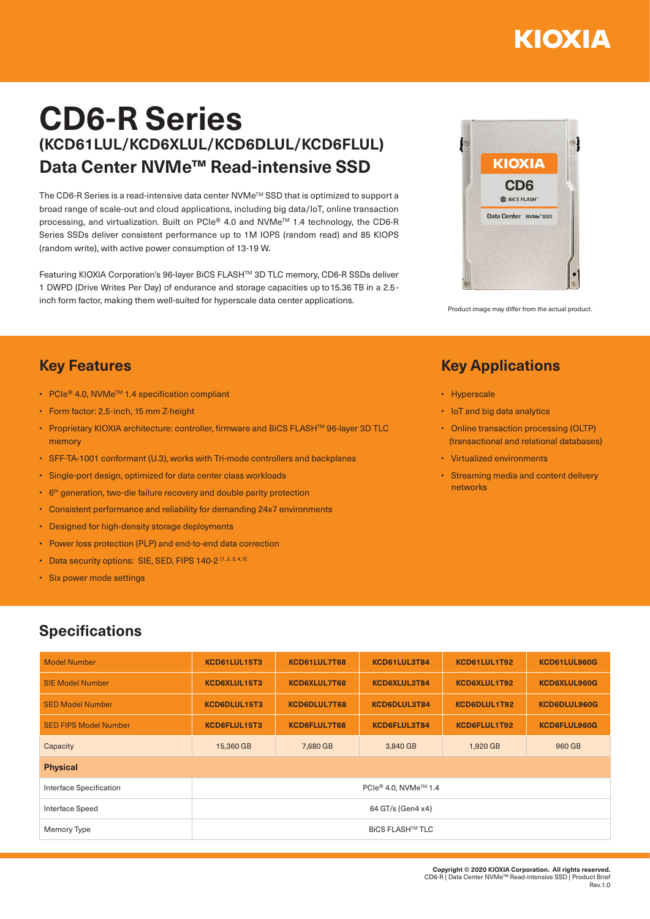# CD6-R Series

## (KCD61LUL/KCD6XLUL/KCD6DLUL/KCD6FLUL) Data Center NVMe™ Read-intensive SSD

The CD6-R Series is a read-intensive data center NVMe™ SSD that is optimized to support a broad range of scale-out and cloud applications, including big data/IoT, online transaction processing, and virtualization. Built on PCIe® 4.0 and NVMe™ 1.4 technology, the CD6-R Series SSDs deliver consistent performance up to 1M IOPS (random read) and 85 KIOPS (random write), with active power consumption of 13-19 W.

Featuring KIOXIA Corporation's 96-layer BiCS FLASH™ 3D TLC memory, CD6-R SSDs deliver 1 DWPD (Drive Writes Per Day) of endurance and storage capacities up to 15.36 TB in a 2.5-inch form factor, making them well-suited for hyperscale data center applications.

Product image may differ from the actual product.

## Key Features

- PCIe® 4.0, NVMe™ 1.4 specification compliant
- Form factor: 2.5-inch, 15 mm Z-height
- Proprietary KIOXIA architecture: controller, firmware and BiCS FLASH™ 96-layer 3D TLC memory
- SFF-TA-1001 conformant (U.3), works with Tri-mode controllers and backplanes
- Single-port design, optimized for data center class workloads
- 6th generation, two-die failure recovery and double parity protection
- Consistent performance and reliability for demanding 24x7 environments
- Designed for high-density storage deployments
- Power loss protection (PLP) and end-to-end data correction
- Data security options: SIE, SED, FIPS 140-2 [1, 2, 3, 4, 5]
- Six power mode settings

## Key Applications

- Hyperscale
- IoT and big data analytics
- Online transaction processing (OLTP) (transactional and relational databases)
- Virtualized environments
- Streaming media and content delivery networks

## Specifications

| Model Number | KCD61LUL15T3 | KCD61LUL7T68 | KCD61LUL3T84 | KCD61LUL1T92 | KCD61LUL960G |
|---|---|---|---|---|---|
| SIE Model Number | KCD6XLUL15T3 | KCD6XLUL7T68 | KCD6XLUL3T84 | KCD6XLUL1T92 | KCD6XLUL960G |
| SED Model Number | KCD6DLUL15T3 | KCD6DLUL7T68 | KCD6DLUL3T84 | KCD6DLUL1T92 | KCD6DLUL960G |
| SED FIPS Model Number | KCD6FLUL15T3 | KCD6FLUL7T68 | KCD6FLUL3T84 | KCD6FLUL1T92 | KCD6FLUL960G |
| Capacity | 15,360 GB | 7,680 GB | 3,840 GB | 1,920 GB | 960 GB |
| **Physical** | | | | | |
| Interface Specification | PCIe® 4.0, NVMe™ 1.4 | | | | |
| Interface Speed | 64 GT/s (Gen4 x4) | | | | |
| Memory Type | BiCS FLASH™ TLC | | | | |

**Copyright © 2020 KIOXIA Corporation. All rights reserved.**
CD6-R | Data Center NVMe™ Read-intensive SSD | Product Brief
Rev.1.0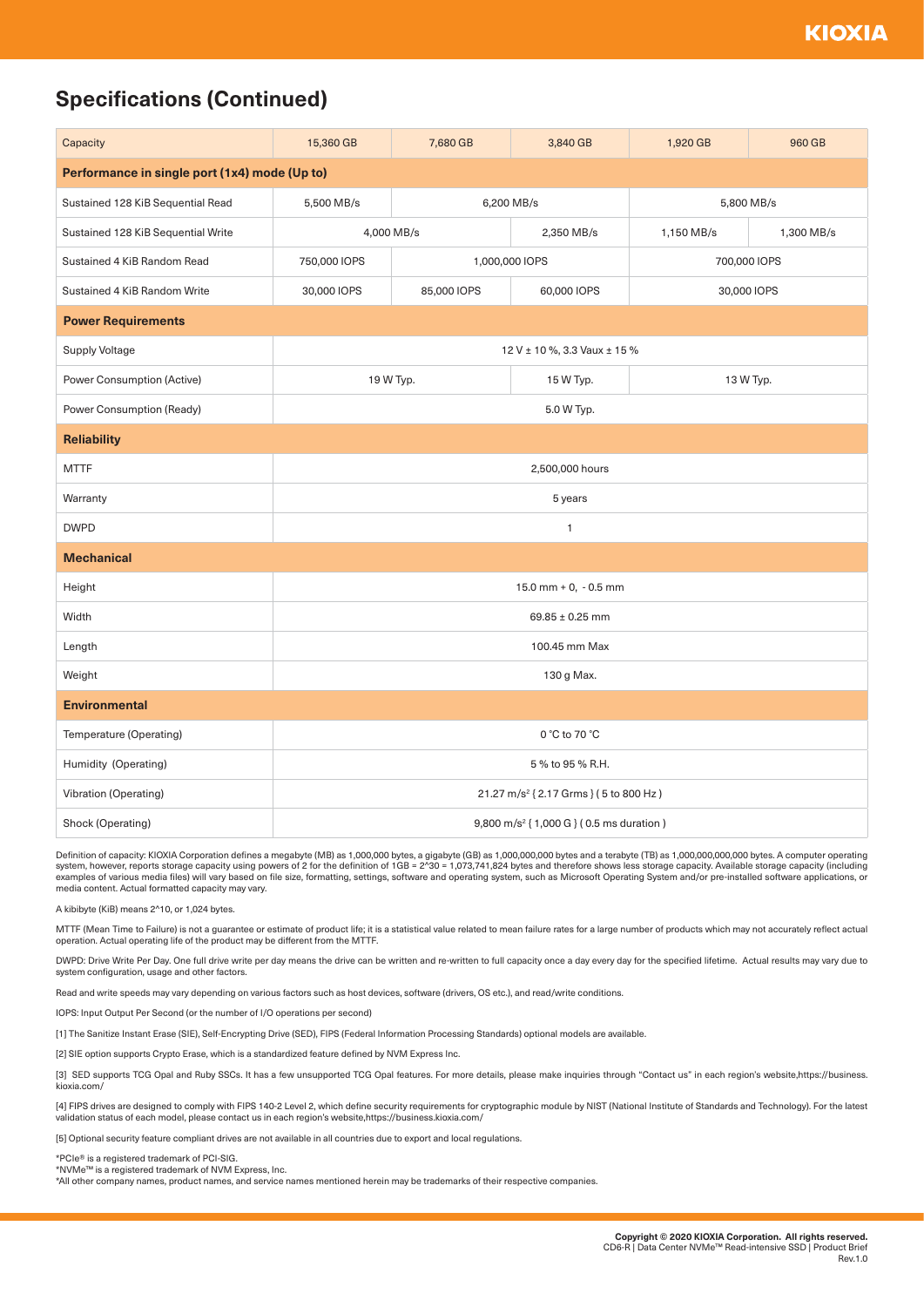## Specifications (Continued)

| Capacity | 15,360 GB | 7,680 GB | 3,840 GB | 1,920 GB | 960 GB |
|---|---|---|---|---|---|
| **Performance in single port (1x4) mode (Up to)** | | | | | |
| Sustained 128 KiB Sequential Read | 5,500 MB/s | 6,200 MB/s | | 5,800 MB/s | |
| Sustained 128 KiB Sequential Write | 4,000 MB/s | | 2,350 MB/s | 1,150 MB/s | 1,300 MB/s |
| Sustained 4 KiB Random Read | 750,000 IOPS | 1,000,000 IOPS | | 700,000 IOPS | |
| Sustained 4 KiB Random Write | 30,000 IOPS | 85,000 IOPS | 60,000 IOPS | 30,000 IOPS | |
| **Power Requirements** | | | | | |
| Supply Voltage | 12 V ± 10 %, 3.3 Vaux ± 15 % | | | | |
| Power Consumption (Active) | 19 W Typ. | | 15 W Typ. | 13 W Typ. | |
| Power Consumption (Ready) | 5.0 W Typ. | | | | |
| **Reliability** | | | | | |
| MTTF | 2,500,000 hours | | | | |
| Warranty | 5 years | | | | |
| DWPD | 1 | | | | |
| **Mechanical** | | | | | |
| Height | 15.0 mm + 0, - 0.5 mm | | | | |
| Width | 69.85 ± 0.25 mm | | | | |
| Length | 100.45 mm Max | | | | |
| Weight | 130 g Max. | | | | |
| **Environmental** | | | | | |
| Temperature (Operating) | 0 °C to 70 °C | | | | |
| Humidity (Operating) | 5 % to 95 % R.H. | | | | |
| Vibration (Operating) | 21.27 $m/s^2$ { 2.17 Grms } ( 5 to 800 Hz ) | | | | |
| Shock (Operating) | 9,800 $m/s^2$ { 1,000 G } ( 0.5 ms duration ) | | | | |

Definition of capacity: KIOXIA Corporation defines a megabyte (MB) as 1,000,000 bytes, a gigabyte (GB) as 1,000,000,000 bytes and a terabyte (TB) as 1,000,000,000,000 bytes. A computer operating system, however, reports storage capacity using powers of 2 for the definition of 1GB = 2^30 = 1,073,741,824 bytes and therefore shows less storage capacity. Available storage capacity (including examples of various media files) will vary based on file size, formatting, settings, software and operating system, such as Microsoft Operating System and/or pre-installed software applications, or media content. Actual formatted capacity may vary.

A kibibyte (KiB) means 2^10, or 1,024 bytes.

MTTF (Mean Time to Failure) is not a guarantee or estimate of product life; it is a statistical value related to mean failure rates for a large number of products which may not accurately reflect actual operation. Actual operating life of the product may be different from the MTTF.

DWPD: Drive Write Per Day. One full drive write per day means the drive can be written and re-written to full capacity once a day every day for the specified lifetime. Actual results may vary due to system configuration, usage and other factors.

Read and write speeds may vary depending on various factors such as host devices, software (drivers, OS etc.), and read/write conditions.

IOPS: Input Output Per Second (or the number of I/O operations per second)

[1] The Sanitize Instant Erase (SIE), Self-Encrypting Drive (SED), FIPS (Federal Information Processing Standards) optional models are available.

[2] SIE option supports Crypto Erase, which is a standardized feature defined by NVM Express Inc.

[3] SED supports TCG Opal and Ruby SSCs. It has a few unsupported TCG Opal features. For more details, please make inquiries through "Contact us" in each region's website,https://business.kioxia.com/

[4] FIPS drives are designed to comply with FIPS 140-2 Level 2, which define security requirements for cryptographic module by NIST (National Institute of Standards and Technology). For the latest validation status of each model, please contact us in each region's website,https://business.kioxia.com/

[5] Optional security feature compliant drives are not available in all countries due to export and local regulations.

*PCIe® is a registered trademark of PCI-SIG.
*NVMe™ is a registered trademark of NVM Express, Inc.
*All other company names, product names, and service names mentioned herein may be trademarks of their respective companies.

**Copyright © 2020 KIOXIA Corporation. All rights reserved.**
CD6-R | Data Center NVMe™ Read-intensive SSD | Product Brief
Rev.1.0